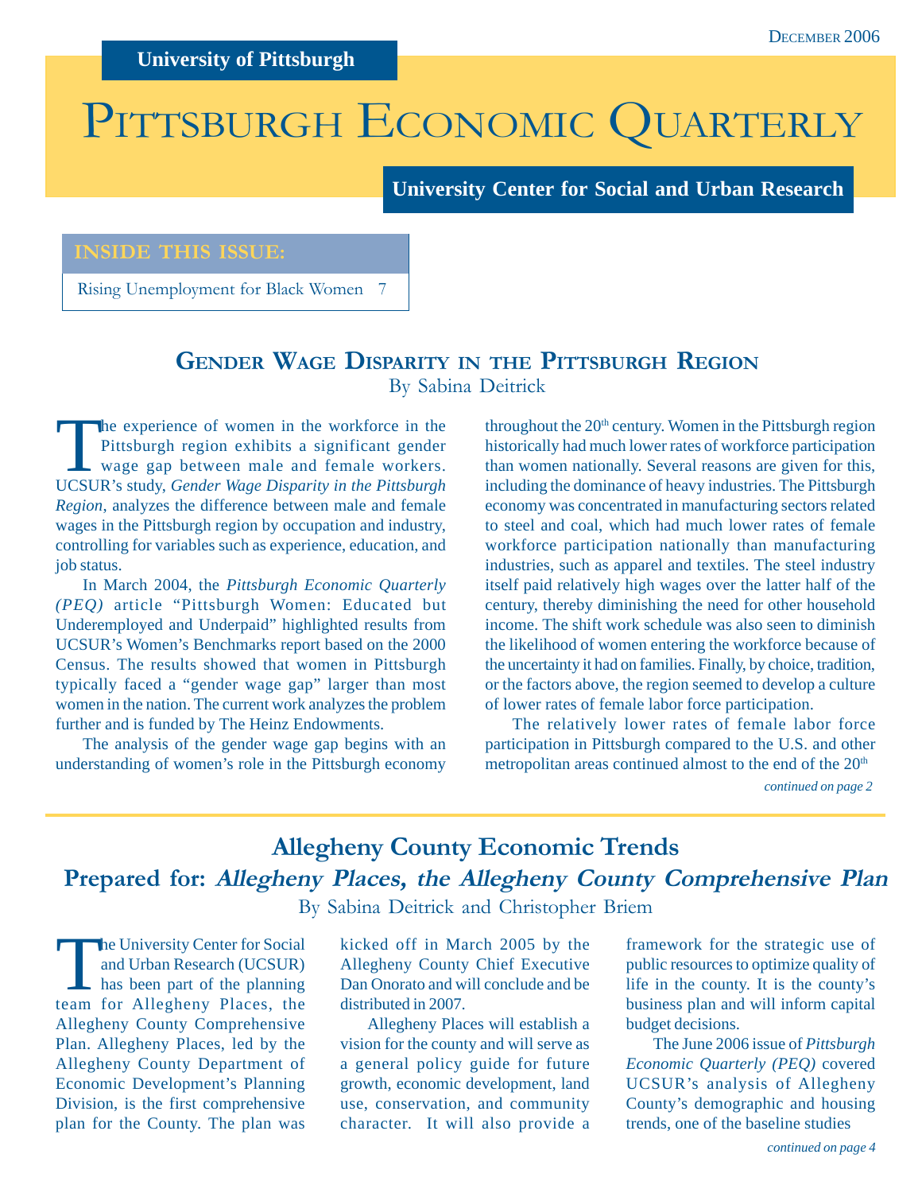University of Pittsburgh

December 2006

# Pittsburgh Economic Quarterly

**University Center for Social and Urban Research**

**INSIDE THIS ISSUE:**

Rising Unemployment for Black Women 7

## Gender Wage Disparity in the Pittsburgh Region

By Sabina Deitrick

The experience of women in the workforce in the Pittsburgh region exhibits a significant gender wage gap between male and female workers. UCSUR's study, *Gender Wage Disparity in the Pittsburgh Region*, analyzes the difference between male and female wages in the Pittsburgh region by occupation and industry, controlling for variables such as experience, education, and job status.

In March 2004, the *Pittsburgh Economic Quarterly (PEQ)* article "Pittsburgh Women: Educated but Underemployed and Underpaid" highlighted results from UCSUR's Women's Benchmarks report based on the 2000 Census. The results showed that women in Pittsburgh typically faced a "gender wage gap" larger than most women in the nation. The current work analyzes the problem further and is funded by The Heinz Endowments.

The analysis of the gender wage gap begins with an understanding of women's role in the Pittsburgh economy throughout the 20th century. Women in the Pittsburgh region historically had much lower rates of workforce participation than women nationally. Several reasons are given for this, including the dominance of heavy industries. The Pittsburgh economy was concentrated in manufacturing sectors related to steel and coal, which had much lower rates of female workforce participation nationally than manufacturing industries, such as apparel and textiles. The steel industry itself paid relatively high wages over the latter half of the century, thereby diminishing the need for other household income. The shift work schedule was also seen to diminish the likelihood of women entering the workforce because of the uncertainty it had on families. Finally, by choice, tradition, or the factors above, the region seemed to develop a culture of lower rates of female labor force participation.

The relatively lower rates of female labor force participation in Pittsburgh compared to the U.S. and other metropolitan areas continued almost to the end of the 20th

*continued on page 2*

## Allegheny County Economic Trends

## Prepared for: *Allegheny Places, the Allegheny County Comprehensive Plan*

By Sabina Deitrick and Christopher Briem

The University Center for Social and Urban Research (UCSUR) has been part of the planning team for Allegheny Places, the Allegheny County Comprehensive Plan. Allegheny Places, led by the Allegheny County Department of Economic Development's Planning Division, is the first comprehensive plan for the County. The plan was kicked off in March 2005 by the Allegheny County Chief Executive Dan Onorato and will conclude and be distributed in 2007.

Allegheny Places will establish a vision for the county and will serve as a general policy guide for future growth, economic development, land use, conservation, and community character. It will also provide a framework for the strategic use of public resources to optimize quality of life in the county. It is the county's business plan and will inform capital budget decisions.

The June 2006 issue of *Pittsburgh Economic Quarterly (PEQ)* covered UCSUR's analysis of Allegheny County's demographic and housing trends, one of the baseline studies

*continued on page 4*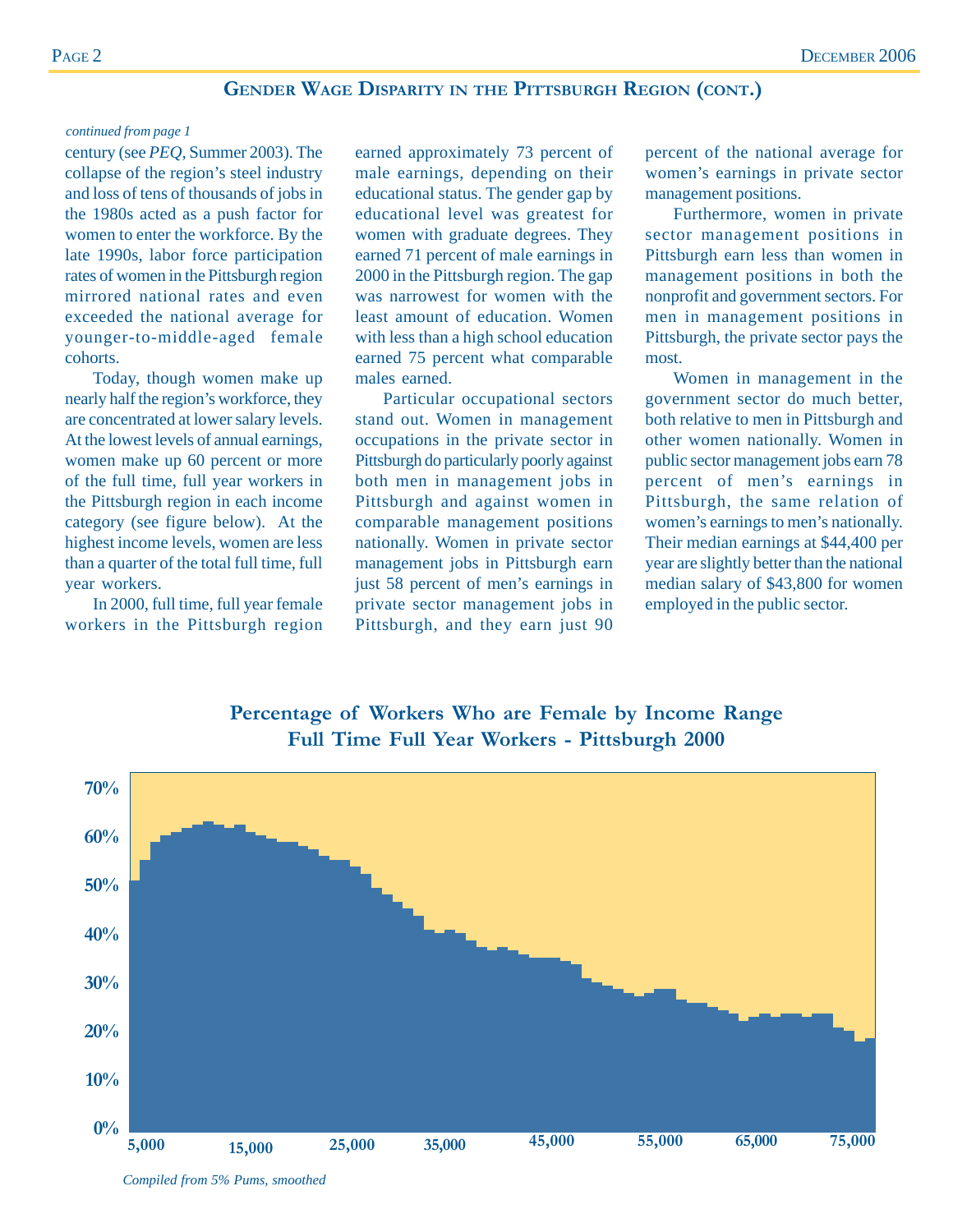## Gender Wage Disparity in the Pittsburgh Region (cont.)

*continued from page 1*

century (see *PEQ*, Summer 2003). The collapse of the region's steel industry and loss of tens of thousands of jobs in the 1980s acted as a push factor for women to enter the workforce. By the late 1990s, labor force participation rates of women in the Pittsburgh region mirrored national rates and even exceeded the national average for younger-to-middle-aged female cohorts.

Today, though women make up nearly half the region's workforce, they are concentrated at lower salary levels. At the lowest levels of annual earnings, women make up 60 percent or more of the full time, full year workers in the Pittsburgh region in each income category (see figure below). At the highest income levels, women are less than a quarter of the total full time, full year workers.

In 2000, full time, full year female workers in the Pittsburgh region earned approximately 73 percent of male earnings, depending on their educational status. The gender gap by educational level was greatest for women with graduate degrees. They earned 71 percent of male earnings in 2000 in the Pittsburgh region. The gap was narrowest for women with the least amount of education. Women with less than a high school education earned 75 percent what comparable males earned.

Particular occupational sectors stand out. Women in management occupations in the private sector in Pittsburgh do particularly poorly against both men in management jobs in Pittsburgh and against women in comparable management positions nationally. Women in private sector management jobs in Pittsburgh earn just 58 percent of men's earnings in private sector management jobs in Pittsburgh, and they earn just 90 percent of the national average for women's earnings in private sector management positions.

Furthermore, women in private sector management positions in Pittsburgh earn less than women in management positions in both the nonprofit and government sectors. For men in management positions in Pittsburgh, the private sector pays the most.

Women in management in the government sector do much better, both relative to men in Pittsburgh and other women nationally. Women in public sector management jobs earn 78 percent of men's earnings in Pittsburgh, the same relation of women's earnings to men's nationally. Their median earnings at $44,400 per year are slightly better than the national median salary of $43,800 for women employed in the public sector.

**Percentage of Workers Who are Female by Income Range**
**Full Time Full Year Workers - Pittsburgh 2000**

*Compiled from 5% Pums, smoothed*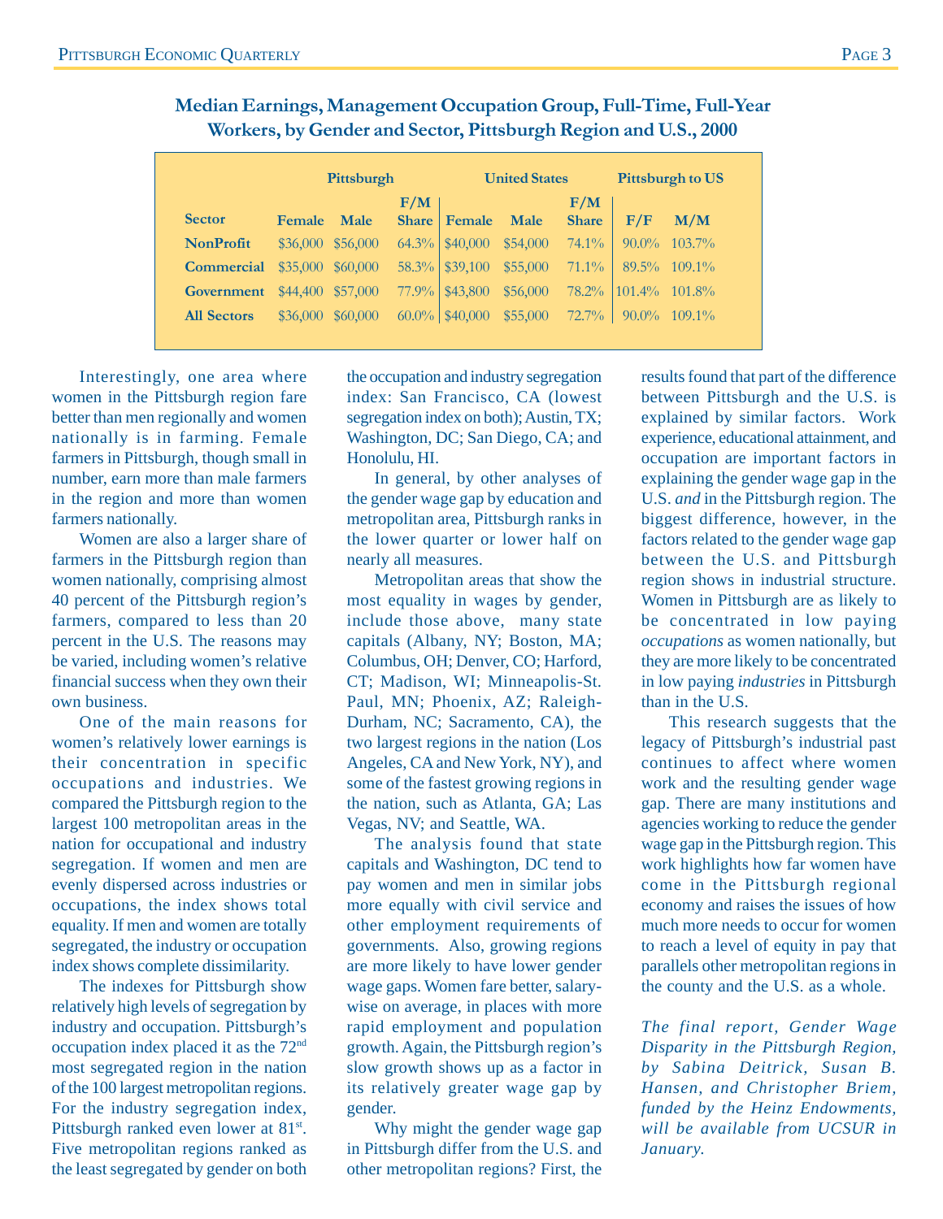### Median Earnings, Management Occupation Group, Full-Time, Full-Year Workers, by Gender and Sector, Pittsburgh Region and U.S., 2000

| | Pittsburgh | | | United States | | | Pittsburgh to US | |
|---|---|---|---|---|---|---|---|---|
| Sector | Female | Male | F/M Share | Female | Male | F/M Share | F/F | M/M |
| NonProfit | $36,000 | $56,000 | 64.3% | $40,000 | $54,000 | 74.1% | 90.0% | 103.7% |
| Commercial | $35,000 | $60,000 | 58.3% | $39,100 | $55,000 | 71.1% | 89.5% | 109.1% |
| Government | $44,400 | $57,000 | 77.9% | $43,800 | $56,000 | 78.2% | 101.4% | 101.8% |
| All Sectors | $36,000 | $60,000 | 60.0% | $40,000 | $55,000 | 72.7% | 90.0% | 109.1% |

Interestingly, one area where women in the Pittsburgh region fare better than men regionally and women nationally is in farming. Female farmers in Pittsburgh, though small in number, earn more than male farmers in the region and more than women farmers nationally.

Women are also a larger share of farmers in the Pittsburgh region than women nationally, comprising almost 40 percent of the Pittsburgh region's farmers, compared to less than 20 percent in the U.S. The reasons may be varied, including women's relative financial success when they own their own business.

One of the main reasons for women's relatively lower earnings is their concentration in specific occupations and industries. We compared the Pittsburgh region to the largest 100 metropolitan areas in the nation for occupational and industry segregation. If women and men are evenly dispersed across industries or occupations, the index shows total equality. If men and women are totally segregated, the industry or occupation index shows complete dissimilarity.

The indexes for Pittsburgh show relatively high levels of segregation by industry and occupation. Pittsburgh's occupation index placed it as the 72nd most segregated region in the nation of the 100 largest metropolitan regions. For the industry segregation index, Pittsburgh ranked even lower at 81st. Five metropolitan regions ranked as the least segregated by gender on both the occupation and industry segregation index: San Francisco, CA (lowest segregation index on both); Austin, TX; Washington, DC; San Diego, CA; and Honolulu, HI.

In general, by other analyses of the gender wage gap by education and metropolitan area, Pittsburgh ranks in the lower quarter or lower half on nearly all measures.

Metropolitan areas that show the most equality in wages by gender, include those above, many state capitals (Albany, NY; Boston, MA; Columbus, OH; Denver, CO; Harford, CT; Madison, WI; Minneapolis-St. Paul, MN; Phoenix, AZ; Raleigh-Durham, NC; Sacramento, CA), the two largest regions in the nation (Los Angeles, CA and New York, NY), and some of the fastest growing regions in the nation, such as Atlanta, GA; Las Vegas, NV; and Seattle, WA.

The analysis found that state capitals and Washington, DC tend to pay women and men in similar jobs more equally with civil service and other employment requirements of governments. Also, growing regions are more likely to have lower gender wage gaps. Women fare better, salary-wise on average, in places with more rapid employment and population growth. Again, the Pittsburgh region's slow growth shows up as a factor in its relatively greater wage gap by gender.

Why might the gender wage gap in Pittsburgh differ from the U.S. and other metropolitan regions? First, the results found that part of the difference between Pittsburgh and the U.S. is explained by similar factors. Work experience, educational attainment, and occupation are important factors in explaining the gender wage gap in the U.S. *and* in the Pittsburgh region. The biggest difference, however, in the factors related to the gender wage gap between the U.S. and Pittsburgh region shows in industrial structure. Women in Pittsburgh are as likely to be concentrated in low paying *occupations* as women nationally, but they are more likely to be concentrated in low paying *industries* in Pittsburgh than in the U.S.

This research suggests that the legacy of Pittsburgh's industrial past continues to affect where women work and the resulting gender wage gap. There are many institutions and agencies working to reduce the gender wage gap in the Pittsburgh region. This work highlights how far women have come in the Pittsburgh regional economy and raises the issues of how much more needs to occur for women to reach a level of equity in pay that parallels other metropolitan regions in the county and the U.S. as a whole.

*The final report, Gender Wage Disparity in the Pittsburgh Region, by Sabina Deitrick, Susan B. Hansen, and Christopher Briem, funded by the Heinz Endowments, will be available from UCSUR in January.*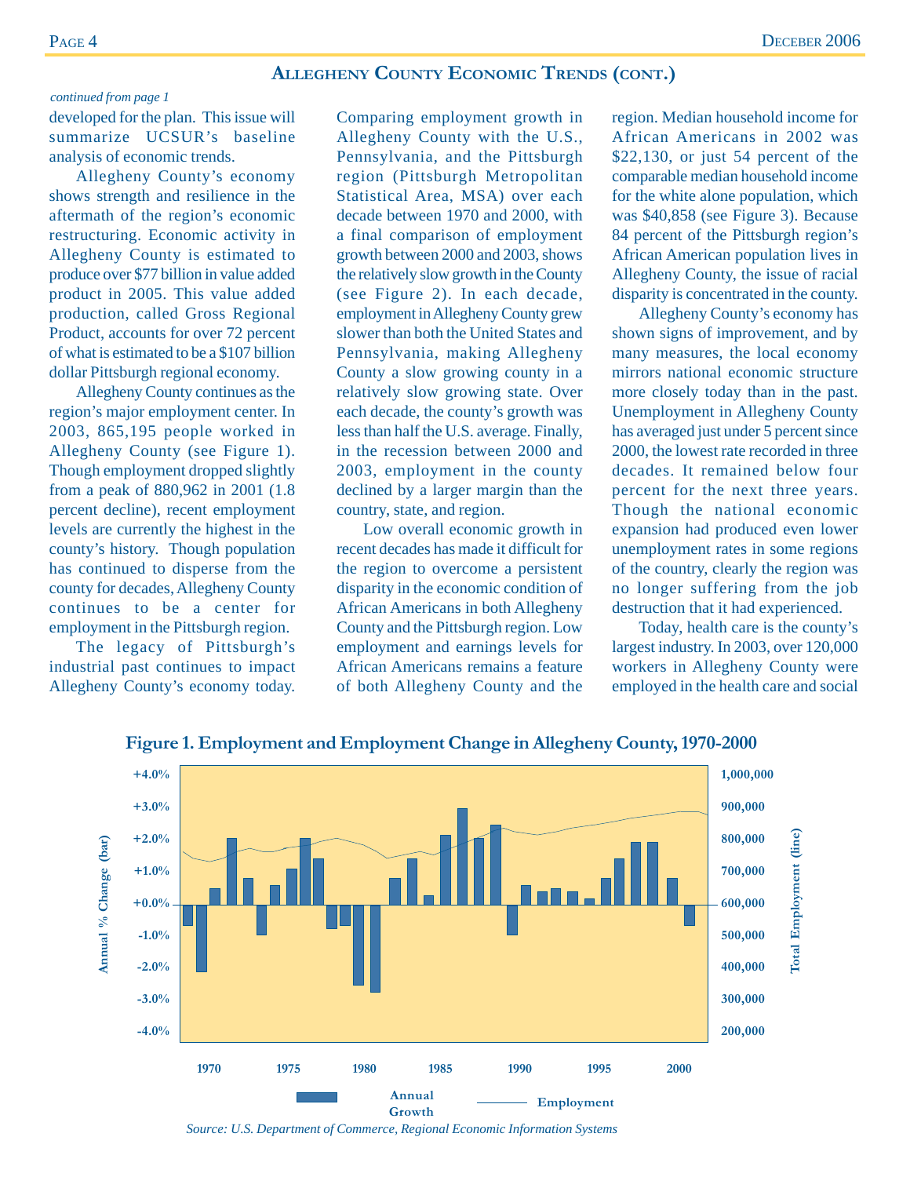## Allegheny County Economic Trends (cont.)

*continued from page 1*

developed for the plan. This issue will summarize UCSUR's baseline analysis of economic trends.

Allegheny County's economy shows strength and resilience in the aftermath of the region's economic restructuring. Economic activity in Allegheny County is estimated to produce over $77 billion in value added product in 2005. This value added production, called Gross Regional Product, accounts for over 72 percent of what is estimated to be a $107 billion dollar Pittsburgh regional economy.

Allegheny County continues as the region's major employment center. In 2003, 865,195 people worked in Allegheny County (see Figure 1). Though employment dropped slightly from a peak of 880,962 in 2001 (1.8 percent decline), recent employment levels are currently the highest in the county's history. Though population has continued to disperse from the county for decades, Allegheny County continues to be a center for employment in the Pittsburgh region.

The legacy of Pittsburgh's industrial past continues to impact Allegheny County's economy today. Comparing employment growth in Allegheny County with the U.S., Pennsylvania, and the Pittsburgh region (Pittsburgh Metropolitan Statistical Area, MSA) over each decade between 1970 and 2000, with a final comparison of employment growth between 2000 and 2003, shows the relatively slow growth in the County (see Figure 2). In each decade, employment in Allegheny County grew slower than both the United States and Pennsylvania, making Allegheny County a slow growing county in a relatively slow growing state. Over each decade, the county's growth was less than half the U.S. average. Finally, in the recession between 2000 and 2003, employment in the county declined by a larger margin than the country, state, and region.

Low overall economic growth in recent decades has made it difficult for the region to overcome a persistent disparity in the economic condition of African Americans in both Allegheny County and the Pittsburgh region. Low employment and earnings levels for African Americans remains a feature of both Allegheny County and the region. Median household income for African Americans in 2002 was $22,130, or just 54 percent of the comparable median household income for the white alone population, which was $40,858 (see Figure 3). Because 84 percent of the Pittsburgh region's African American population lives in Allegheny County, the issue of racial disparity is concentrated in the county.

Allegheny County's economy has shown signs of improvement, and by many measures, the local economy mirrors national economic structure more closely today than in the past. Unemployment in Allegheny County has averaged just under 5 percent since 2000, the lowest rate recorded in three decades. It remained below four percent for the next three years. Though the national economic expansion had produced even lower unemployment rates in some regions of the country, clearly the region was no longer suffering from the job destruction that it had experienced.

Today, health care is the county's largest industry. In 2003, over 120,000 workers in Allegheny County were employed in the health care and social

**Figure 1. Employment and Employment Change in Allegheny County, 1970-2000**

*Source: U.S. Department of Commerce, Regional Economic Information Systems*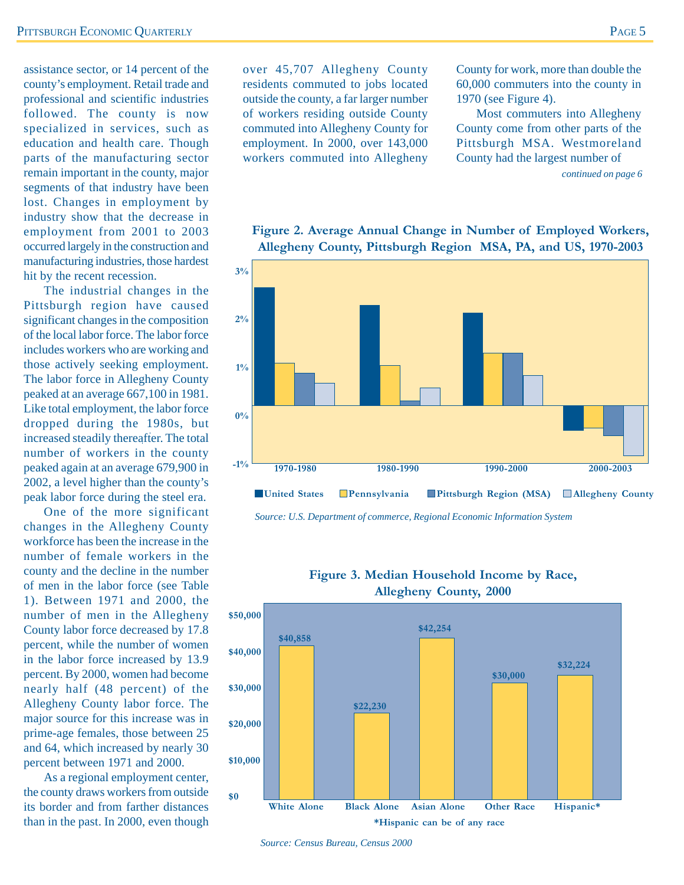assistance sector, or 14 percent of the county's employment. Retail trade and professional and scientific industries followed. The county is now specialized in services, such as education and health care. Though parts of the manufacturing sector remain important in the county, major segments of that industry have been lost. Changes in employment by industry show that the decrease in employment from 2001 to 2003 occurred largely in the construction and manufacturing industries, those hardest hit by the recent recession.

The industrial changes in the Pittsburgh region have caused significant changes in the composition of the local labor force. The labor force includes workers who are working and those actively seeking employment. The labor force in Allegheny County peaked at an average 667,100 in 1981. Like total employment, the labor force dropped during the 1980s, but increased steadily thereafter. The total number of workers in the county peaked again at an average 679,900 in 2002, a level higher than the county's peak labor force during the steel era.

One of the more significant changes in the Allegheny County workforce has been the increase in the number of female workers in the county and the decline in the number of men in the labor force (see Table 1). Between 1971 and 2000, the number of men in the Allegheny County labor force decreased by 17.8 percent, while the number of women in the labor force increased by 13.9 percent. By 2000, women had become nearly half (48 percent) of the Allegheny County labor force. The major source for this increase was in prime-age females, those between 25 and 64, which increased by nearly 30 percent between 1971 and 2000.

As a regional employment center, the county draws workers from outside its border and from farther distances than in the past. In 2000, even though over 45,707 Allegheny County residents commuted to jobs located outside the county, a far larger number of workers residing outside County commuted into Allegheny County for employment. In 2000, over 143,000 workers commuted into Allegheny County for work, more than double the 60,000 commuters into the county in 1970 (see Figure 4).

Most commuters into Allegheny County come from other parts of the Pittsburgh MSA. Westmoreland County had the largest number of

*continued on page 6*

**Figure 2. Average Annual Change in Number of Employed Workers, Allegheny County, Pittsburgh Region MSA, PA, and US, 1970-2003**

*Source: U.S. Department of commerce, Regional Economic Information System*

**Figure 3. Median Household Income by Race, Allegheny County, 2000**

| Race | Median Household Income |
|---|---|
| White Alone | $40,858 |
| Black Alone | $22,230 |
| Asian Alone | $42,254 |
| Other Race | $30,000 |
| Hispanic* | $32,224 |

*Hispanic can be of any race

*Source: Census Bureau, Census 2000*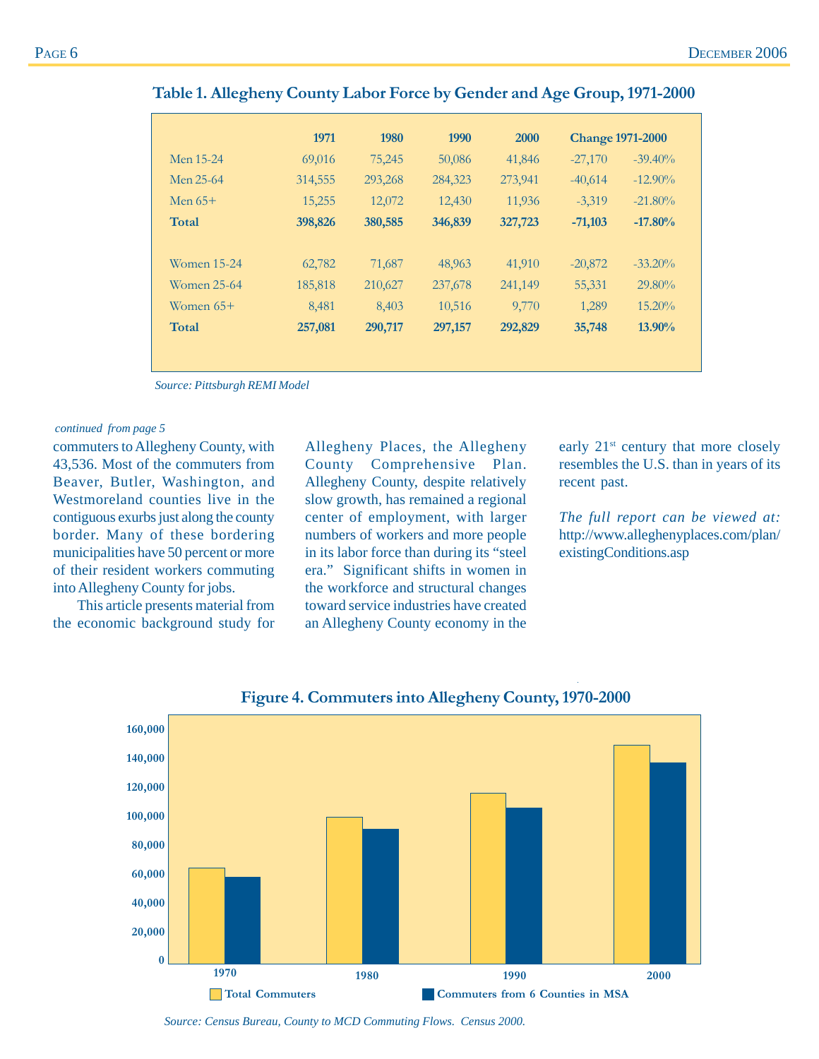## Table 1. Allegheny County Labor Force by Gender and Age Group, 1971-2000

| | 1971 | 1980 | 1990 | 2000 | Change 1971-2000 | |
|---|---|---|---|---|---|---|
| Men 15-24 | 69,016 | 75,245 | 50,086 | 41,846 | -27,170 | -39.40% |
| Men 25-64 | 314,555 | 293,268 | 284,323 | 273,941 | -40,614 | -12.90% |
| Men 65+ | 15,255 | 12,072 | 12,430 | 11,936 | -3,319 | -21.80% |
| **Total** | **398,826** | **380,585** | **346,839** | **327,723** | **-71,103** | **-17.80%** |
| | | | | | | |
| Women 15-24 | 62,782 | 71,687 | 48,963 | 41,910 | -20,872 | -33.20% |
| Women 25-64 | 185,818 | 210,627 | 237,678 | 241,149 | 55,331 | 29.80% |
| Women 65+ | 8,481 | 8,403 | 10,516 | 9,770 | 1,289 | 15.20% |
| **Total** | **257,081** | **290,717** | **297,157** | **292,829** | **35,748** | **13.90%** |

*Source: Pittsburgh REMI Model*

*continued from page 5*

commuters to Allegheny County, with 43,536. Most of the commuters from Beaver, Butler, Washington, and Westmoreland counties live in the contiguous exurbs just along the county border. Many of these bordering municipalities have 50 percent or more of their resident workers commuting into Allegheny County for jobs.

This article presents material from the economic background study for Allegheny Places, the Allegheny County Comprehensive Plan. Allegheny County, despite relatively slow growth, has remained a regional center of employment, with larger numbers of workers and more people in its labor force than during its "steel era." Significant shifts in women in the workforce and structural changes toward service industries have created an Allegheny County economy in the early 21st century that more closely resembles the U.S. than in years of its recent past.

*The full report can be viewed at:* http://www.alleghenyplaces.com/plan/existingConditions.asp

## Figure 4. Commuters into Allegheny County, 1970-2000

*Source: Census Bureau, County to MCD Commuting Flows. Census 2000.*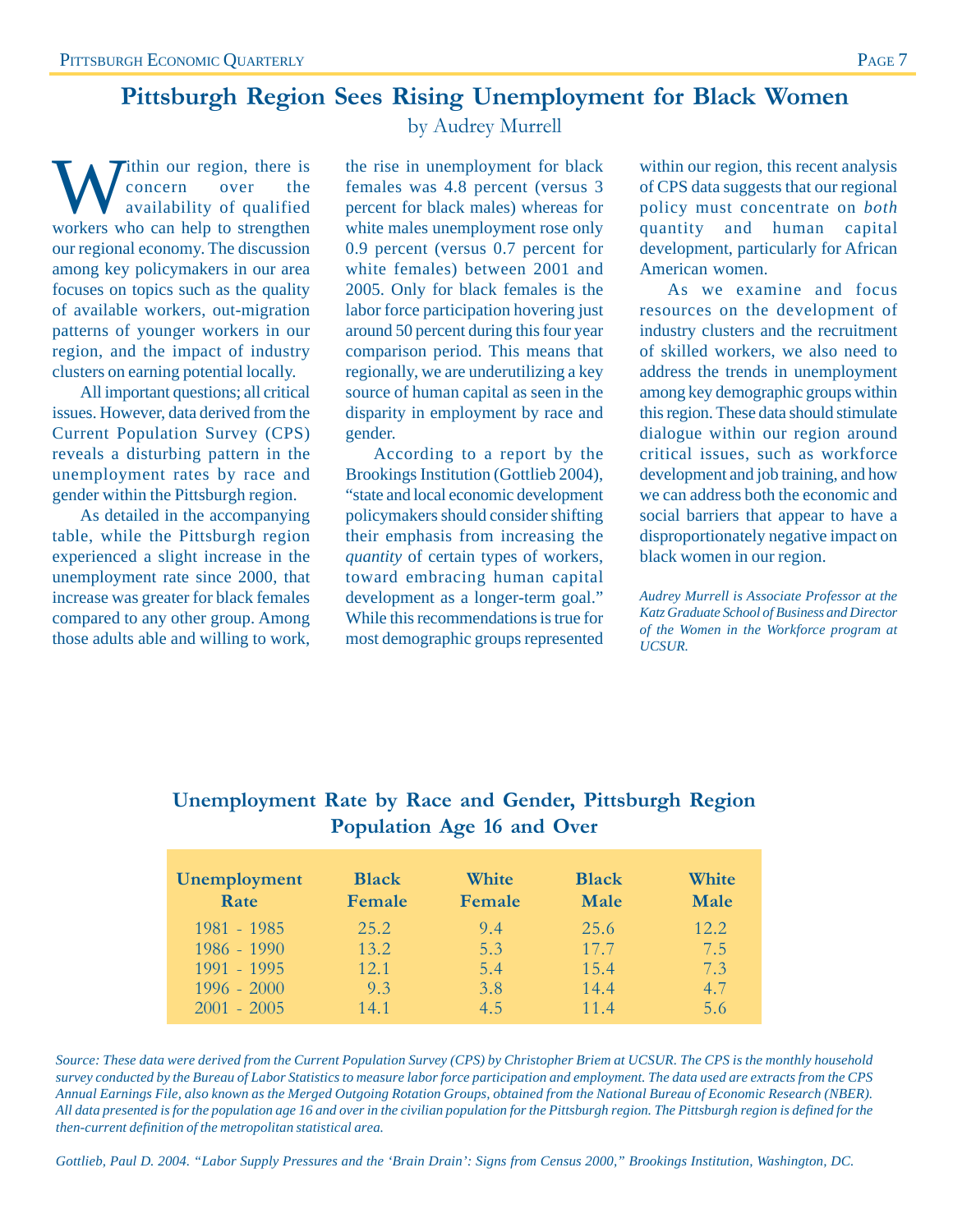# Pittsburgh Region Sees Rising Unemployment for Black Women

by Audrey Murrell

Within our region, there is concern over the availability of qualified workers who can help to strengthen our regional economy. The discussion among key policymakers in our area focuses on topics such as the quality of available workers, out-migration patterns of younger workers in our region, and the impact of industry clusters on earning potential locally.

All important questions; all critical issues. However, data derived from the Current Population Survey (CPS) reveals a disturbing pattern in the unemployment rates by race and gender within the Pittsburgh region.

As detailed in the accompanying table, while the Pittsburgh region experienced a slight increase in the unemployment rate since 2000, that increase was greater for black females compared to any other group. Among those adults able and willing to work, the rise in unemployment for black females was 4.8 percent (versus 3 percent for black males) whereas for white males unemployment rose only 0.9 percent (versus 0.7 percent for white females) between 2001 and 2005. Only for black females is the labor force participation hovering just around 50 percent during this four year comparison period. This means that regionally, we are underutilizing a key source of human capital as seen in the disparity in employment by race and gender.

According to a report by the Brookings Institution (Gottlieb 2004), "state and local economic development policymakers should consider shifting their emphasis from increasing the *quantity* of certain types of workers, toward embracing human capital development as a longer-term goal." While this recommendations is true for most demographic groups represented within our region, this recent analysis of CPS data suggests that our regional policy must concentrate on *both* quantity and human capital development, particularly for African American women.

As we examine and focus resources on the development of industry clusters and the recruitment of skilled workers, we also need to address the trends in unemployment among key demographic groups within this region. These data should stimulate dialogue within our region around critical issues, such as workforce development and job training, and how we can address both the economic and social barriers that appear to have a disproportionately negative impact on black women in our region.

*Audrey Murrell is Associate Professor at the Katz Graduate School of Business and Director of the Women in the Workforce program at UCSUR.*

## Unemployment Rate by Race and Gender, Pittsburgh Region Population Age 16 and Over

| Unemployment Rate | Black Female | White Female | Black Male | White Male |
|---|---|---|---|---|
| 1981 - 1985 | 25.2 | 9.4 | 25.6 | 12.2 |
| 1986 - 1990 | 13.2 | 5.3 | 17.7 | 7.5 |
| 1991 - 1995 | 12.1 | 5.4 | 15.4 | 7.3 |
| 1996 - 2000 | 9.3 | 3.8 | 14.4 | 4.7 |
| 2001 - 2005 | 14.1 | 4.5 | 11.4 | 5.6 |

*Source: These data were derived from the Current Population Survey (CPS) by Christopher Briem at UCSUR. The CPS is the monthly household survey conducted by the Bureau of Labor Statistics to measure labor force participation and employment. The data used are extracts from the CPS Annual Earnings File, also known as the Merged Outgoing Rotation Groups, obtained from the National Bureau of Economic Research (NBER). All data presented is for the population age 16 and over in the civilian population for the Pittsburgh region. The Pittsburgh region is defined for the then-current definition of the metropolitan statistical area.*

*Gottlieb, Paul D. 2004. "Labor Supply Pressures and the 'Brain Drain': Signs from Census 2000," Brookings Institution, Washington, DC.*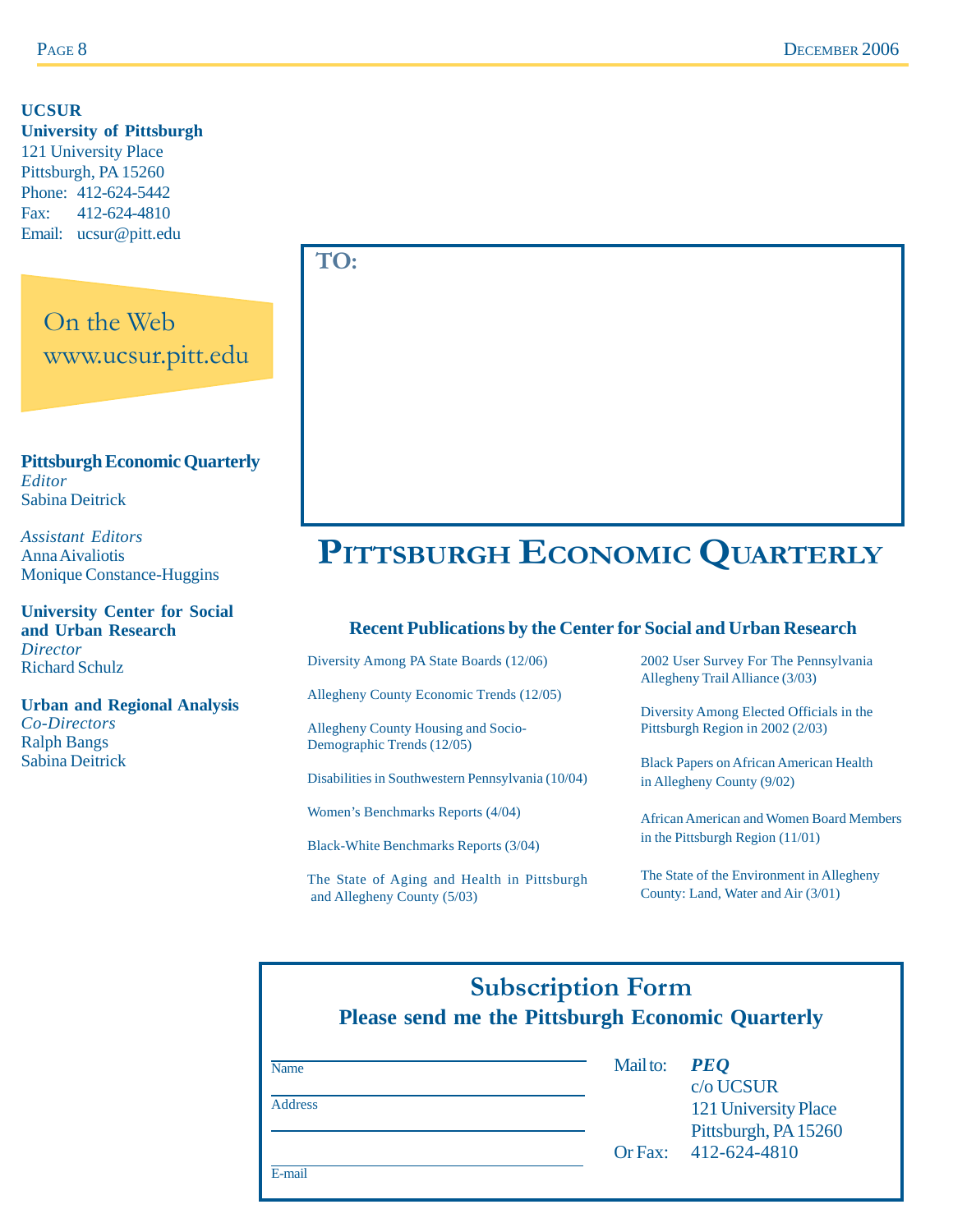**UCSUR**
**University of Pittsburgh**
121 University Place
Pittsburgh, PA 15260
Phone: 412-624-5442
Fax: 412-624-4810
Email: ucsur@pitt.edu

On the Web
www.ucsur.pitt.edu

**Pittsburgh Economic Quarterly**
*Editor*
Sabina Deitrick

*Assistant Editors*
Anna Aivaliotis
Monique Constance-Huggins

**University Center for Social and Urban Research**
*Director*
Richard Schulz

**Urban and Regional Analysis**
*Co-Directors*
Ralph Bangs
Sabina Deitrick

**TO:**

# PITTSBURGH ECONOMIC QUARTERLY

## Recent Publications by the Center for Social and Urban Research

Diversity Among PA State Boards (12/06)

Allegheny County Economic Trends (12/05)

Allegheny County Housing and Socio-Demographic Trends (12/05)

Disabilities in Southwestern Pennsylvania (10/04)

Women's Benchmarks Reports (4/04)

Black-White Benchmarks Reports (3/04)

The State of Aging and Health in Pittsburgh and Allegheny County (5/03)

2002 User Survey For The Pennsylvania Allegheny Trail Alliance (3/03)

Diversity Among Elected Officials in the Pittsburgh Region in 2002 (2/03)

Black Papers on African American Health in Allegheny County (9/02)

African American and Women Board Members in the Pittsburgh Region (11/01)

The State of the Environment in Allegheny County: Land, Water and Air (3/01)

## Subscription Form

### Please send me the Pittsburgh Economic Quarterly

Name

Address

E-mail

Mail to: ***PEQ***
c/o UCSUR
121 University Place
Pittsburgh, PA 15260
Or Fax: 412-624-4810